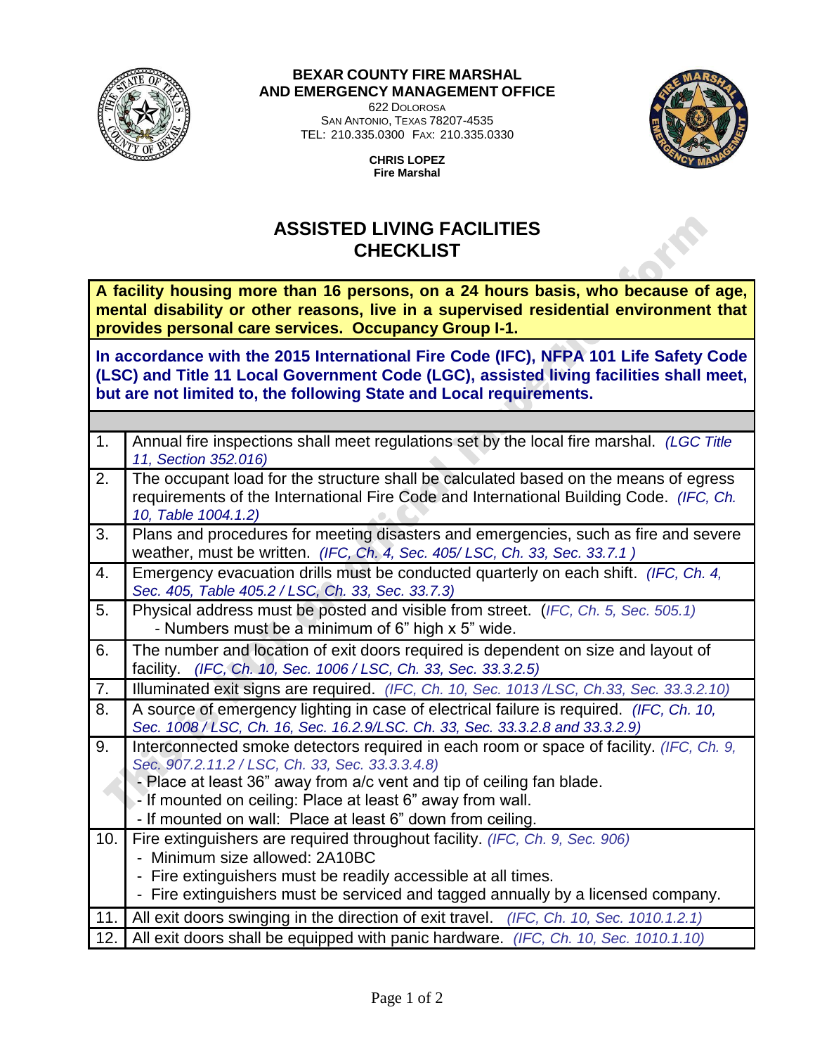**BEXAR COUNTY FIRE MARSHAL**
**AND EMERGENCY MANAGEMENT OFFICE**
622 DOLOROSA
SAN ANTONIO, TEXAS 78207-4535
TEL: 210.335.0300 FAX: 210.335.0330

**CHRIS LOPEZ**
**Fire Marshal**

# ASSISTED LIVING FACILITIES CHECKLIST

**A facility housing more than 16 persons, on a 24 hours basis, who because of age, mental disability or other reasons, live in a supervised residential environment that provides personal care services. Occupancy Group I-1.**

**In accordance with the 2015 International Fire Code (IFC), NFPA 101 Life Safety Code (LSC) and Title 11 Local Government Code (LGC), assisted living facilities shall meet, but are not limited to, the following State and Local requirements.**

| | |
|---|---|
| 1. | Annual fire inspections shall meet regulations set by the local fire marshal. *(LGC Title 11, Section 352.016)* |
| 2. | The occupant load for the structure shall be calculated based on the means of egress requirements of the International Fire Code and International Building Code. *(IFC, Ch. 10, Table 1004.1.2)* |
| 3. | Plans and procedures for meeting disasters and emergencies, such as fire and severe weather, must be written. *(IFC, Ch. 4, Sec. 405/ LSC, Ch. 33, Sec. 33.7.1 )* |
| 4. | Emergency evacuation drills must be conducted quarterly on each shift. *(IFC, Ch. 4, Sec. 405, Table 405.2 / LSC, Ch. 33, Sec. 33.7.3)* |
| 5. | Physical address must be posted and visible from street. (*IFC, Ch. 5, Sec. 505.1*)<br>- Numbers must be a minimum of 6" high x 5" wide. |
| 6. | The number and location of exit doors required is dependent on size and layout of facility. *(IFC, Ch. 10, Sec. 1006 / LSC, Ch. 33, Sec. 33.3.2.5)* |
| 7. | Illuminated exit signs are required. *(IFC, Ch. 10, Sec. 1013 /LSC, Ch.33, Sec. 33.3.2.10)* |
| 8. | A source of emergency lighting in case of electrical failure is required. *(IFC, Ch. 10, Sec. 1008 / LSC, Ch. 16, Sec. 16.2.9/LSC. Ch. 33, Sec. 33.3.2.8 and 33.3.2.9)* |
| 9. | Interconnected smoke detectors required in each room or space of facility. *(IFC, Ch. 9, Sec. 907.2.11.2 / LSC, Ch. 33, Sec. 33.3.3.4.8)*<br>- Place at least 36" away from a/c vent and tip of ceiling fan blade.<br>- If mounted on ceiling: Place at least 6" away from wall.<br>- If mounted on wall: Place at least 6" down from ceiling. |
| 10. | Fire extinguishers are required throughout facility. *(IFC, Ch. 9, Sec. 906)*<br>- Minimum size allowed: 2A10BC<br>- Fire extinguishers must be readily accessible at all times.<br>- Fire extinguishers must be serviced and tagged annually by a licensed company. |
| 11. | All exit doors swinging in the direction of exit travel. *(IFC, Ch. 10, Sec. 1010.1.2.1)* |
| 12. | All exit doors shall be equipped with panic hardware. *(IFC, Ch. 10, Sec. 1010.1.10)* |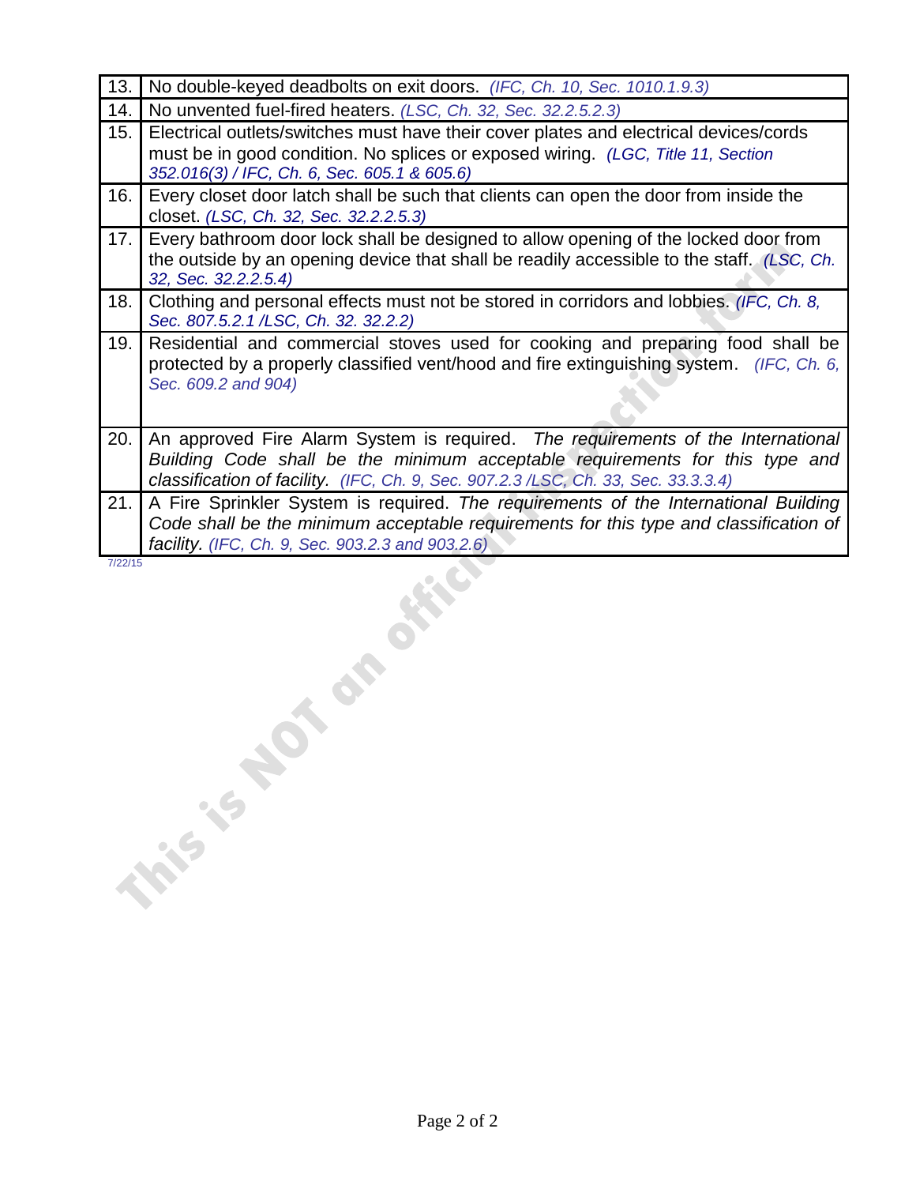| | |
|---|---|
| 13. | No double-keyed deadbolts on exit doors. *(IFC, Ch. 10, Sec. 1010.1.9.3)* |
| 14. | No unvented fuel-fired heaters. *(LSC, Ch. 32, Sec. 32.2.5.2.3)* |
| 15. | Electrical outlets/switches must have their cover plates and electrical devices/cords must be in good condition. No splices or exposed wiring. *(LGC, Title 11, Section 352.016(3) / IFC, Ch. 6, Sec. 605.1 & 605.6)* |
| 16. | Every closet door latch shall be such that clients can open the door from inside the closet. *(LSC, Ch. 32, Sec. 32.2.2.5.3)* |
| 17. | Every bathroom door lock shall be designed to allow opening of the locked door from the outside by an opening device that shall be readily accessible to the staff. *(LSC, Ch. 32, Sec. 32.2.2.5.4)* |
| 18. | Clothing and personal effects must not be stored in corridors and lobbies. *(IFC, Ch. 8, Sec. 807.5.2.1 /LSC, Ch. 32. 32.2.2)* |
| 19. | Residential and commercial stoves used for cooking and preparing food shall be protected by a properly classified vent/hood and fire extinguishing system. *(IFC, Ch. 6, Sec. 609.2 and 904)* |
| 20. | An approved Fire Alarm System is required. *The requirements of the International Building Code shall be the minimum acceptable requirements for this type and classification of facility. (IFC, Ch. 9, Sec. 907.2.3 /LSC, Ch. 33, Sec. 33.3.3.4)* |
| 21. | A Fire Sprinkler System is required. *The requirements of the International Building Code shall be the minimum acceptable requirements for this type and classification of facility. (IFC, Ch. 9, Sec. 903.2.3 and 903.2.6)* |

7/22/15

This is NOT an official inspection form